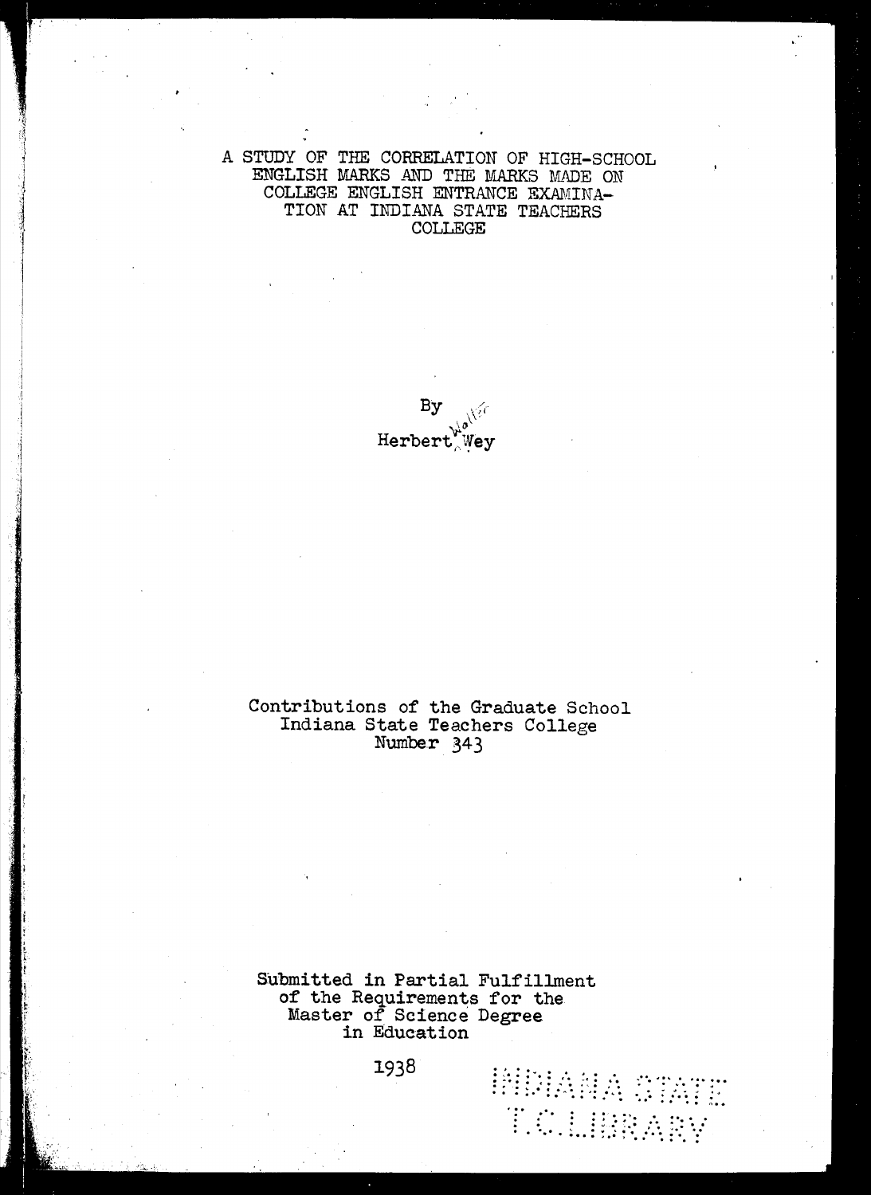# A STUDY OF THE CORRELATION OF HIGH-SCHOOL ENGLISH MARKS AND THE MARKS MADE ON COLLEGE ENGLISH ENTRANCE EXAMINATION AT INDIANA STATE TEACHERS COLLEGE

By

Herbert Walter Wey

Contributions of the Graduate School
Indiana State Teachers College
Number 343

Submitted in Partial Fulfillment
of the Requirements for the
Master of Science Degree
in Education

1938

INDIANA STATE
T.C. LIBRARY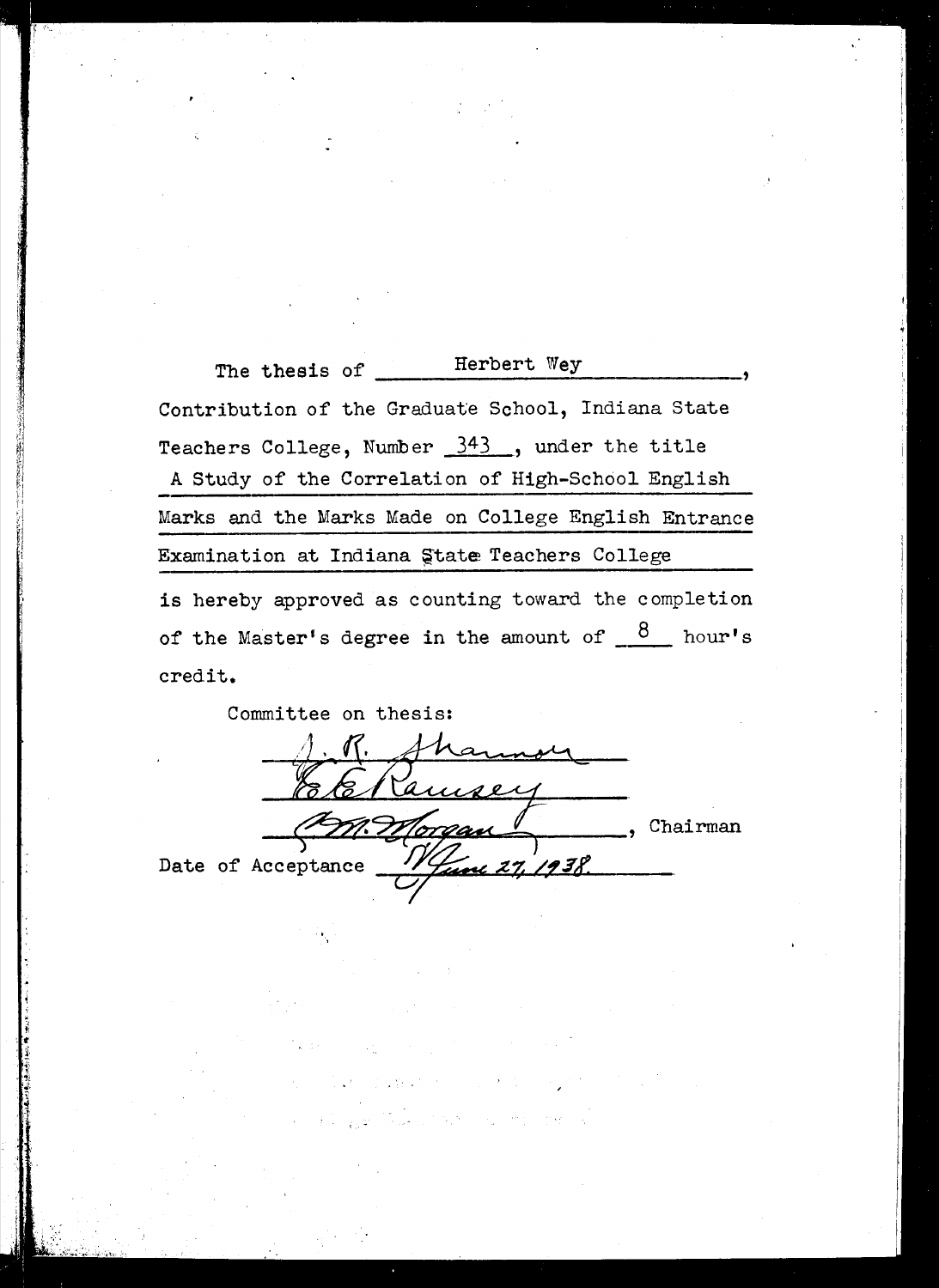The thesis of Herbert Wey,

Contribution of the Graduate School, Indiana State Teachers College, Number 343, under the title

A Study of the Correlation of High-School English Marks and the Marks Made on College English Entrance Examination at Indiana State Teachers College

is hereby approved as counting toward the completion of the Master's degree in the amount of 8 hour's credit.

Committee on thesis:

J. R. Shannon

E. E. Ramsey

V. M. Morgan, Chairman

Date of Acceptance June 27, 1938.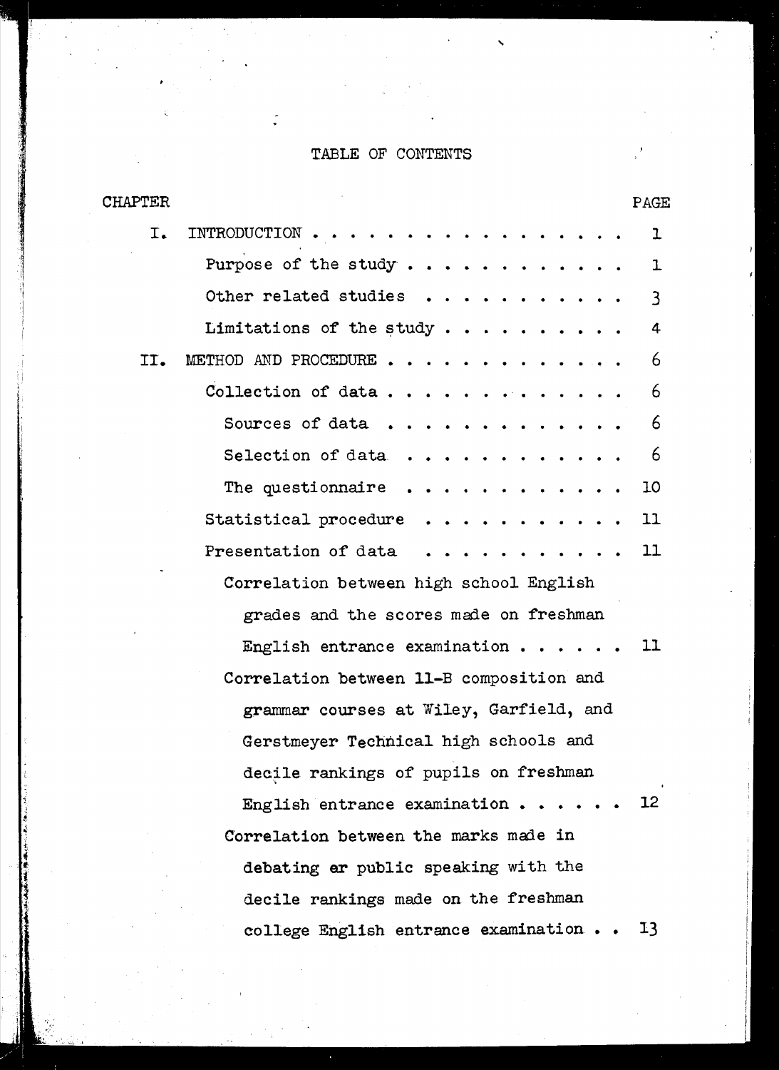# TABLE OF CONTENTS

| CHAPTER | | PAGE |
|---|---|---|
| I. | INTRODUCTION | 1 |
| | Purpose of the study | 1 |
| | Other related studies | 3 |
| | Limitations of the study | 4 |
| II. | METHOD AND PROCEDURE | 6 |
| | Collection of data | 6 |
| | Sources of data | 6 |
| | Selection of data | 6 |
| | The questionnaire | 10 |
| | Statistical procedure | 11 |
| | Presentation of data | 11 |
| | Correlation between high school English grades and the scores made on freshman English entrance examination | 11 |
| | Correlation between 11-B composition and grammar courses at Wiley, Garfield, and Gerstmeyer Technical high schools and decile rankings of pupils on freshman English entrance examination | 12 |
| | Correlation between the marks made in debating er public speaking with the decile rankings made on the freshman college English entrance examination | 13 |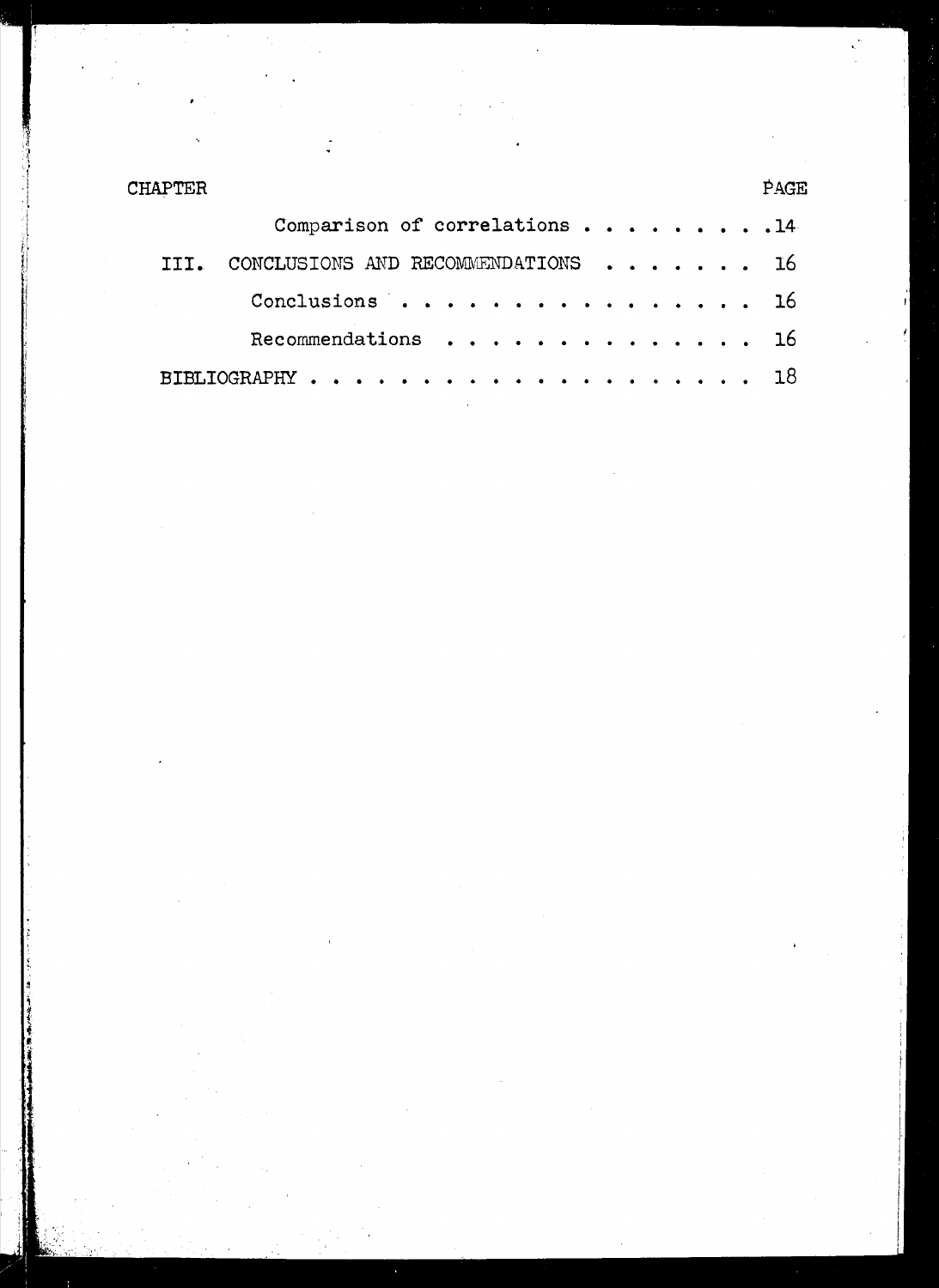| CHAPTER | | PAGE |
|---|---|---|
| | Comparison of correlations . . . . . . . . . | 14 |
| III. | CONCLUSIONS AND RECOMMENDATIONS . . . . . . . | 16 |
| | Conclusions . . . . . . . . . . . . . . . . . | 16 |
| | Recommendations . . . . . . . . . . . . . . . | 16 |
| BIBLIOGRAPHY . . . . . . . . . . . . . . . . . . . . . | | 18 |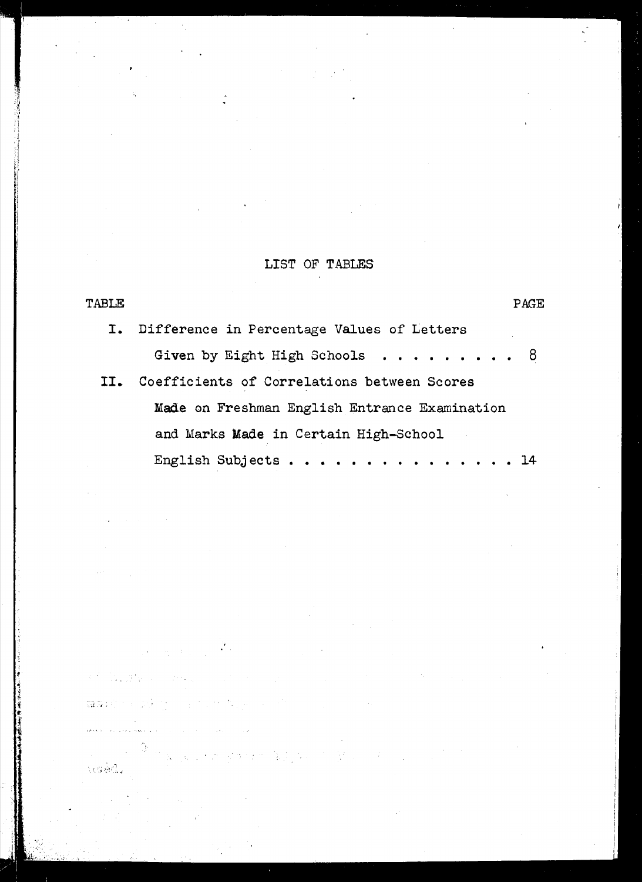# LIST OF TABLES

| TABLE | | PAGE |
|---|---|---|
| I. | Difference in Percentage Values of Letters Given by Eight High Schools | 8 |
| II. | Coefficients of Correlations between Scores Made on Freshman English Entrance Examination and Marks Made in Certain High-School English Subjects | 14 |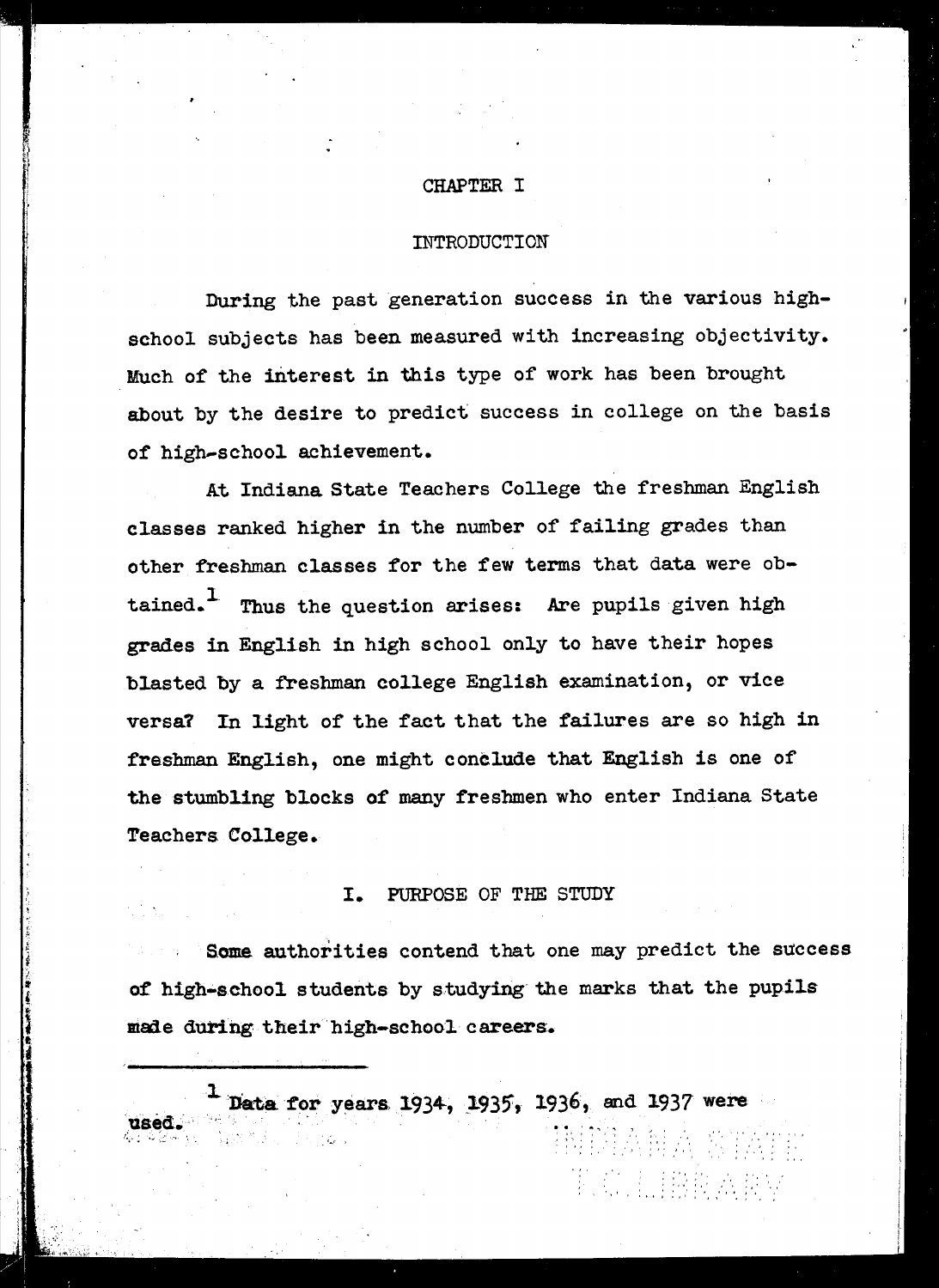# CHAPTER I

## INTRODUCTION

During the past generation success in the various high-school subjects has been measured with increasing objectivity. Much of the interest in this type of work has been brought about by the desire to predict success in college on the basis of high-school achievement.

At Indiana State Teachers College the freshman English classes ranked higher in the number of failing grades than other freshman classes for the few terms that data were obtained.[1] Thus the question arises: Are pupils given high grades in English in high school only to have their hopes blasted by a freshman college English examination, or vice versa? In light of the fact that the failures are so high in freshman English, one might conclude that English is one of the stumbling blocks of many freshmen who enter Indiana State Teachers College.

### I. PURPOSE OF THE STUDY

Some authorities contend that one may predict the success of high-school students by studying the marks that the pupils made during their high-school careers.

---

[1] Data for years 1934, 1935, 1936, and 1937 were used.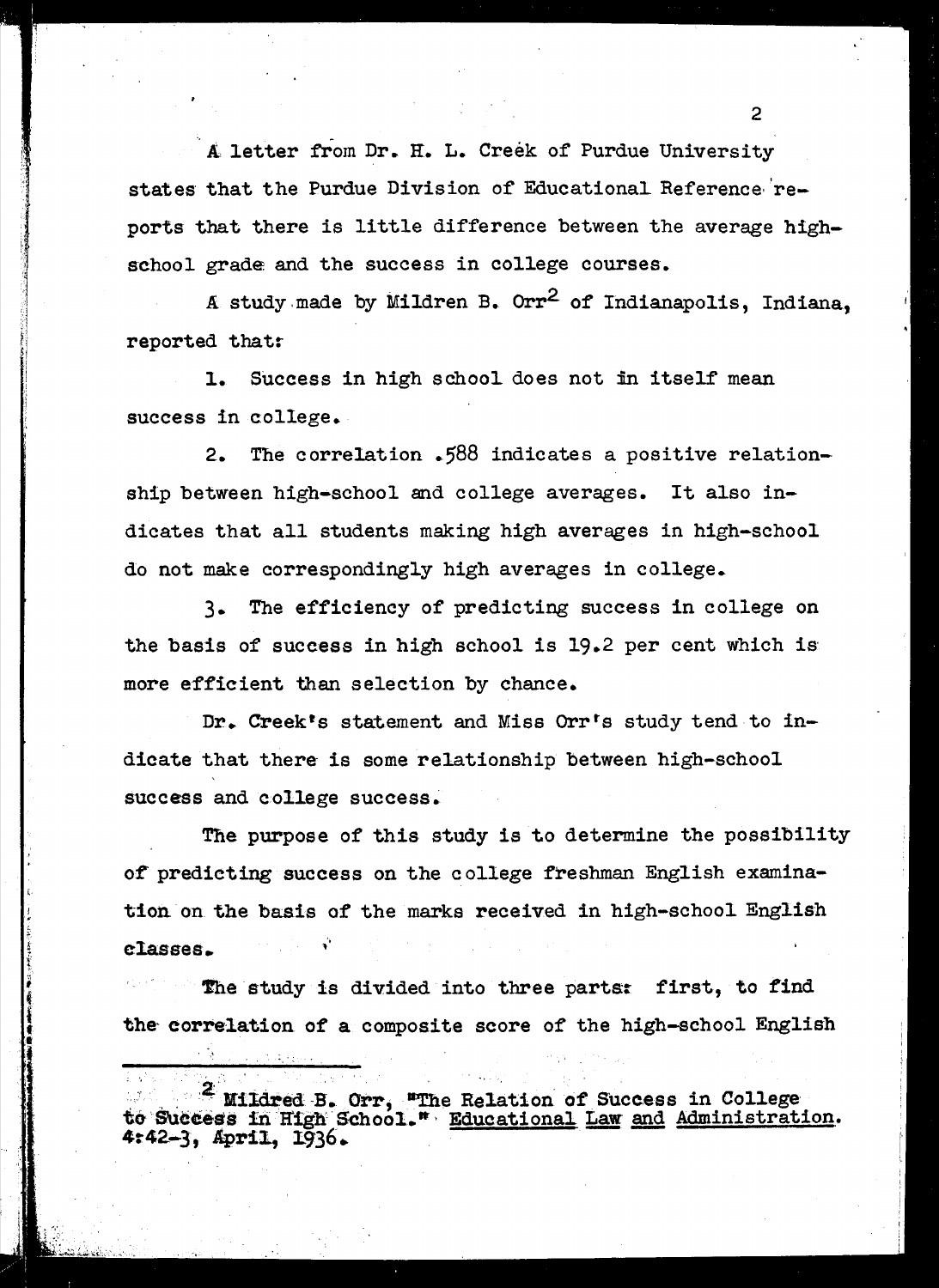A letter from Dr. H. L. Creek of Purdue University states that the Purdue Division of Educational Reference reports that there is little difference between the average high-school grade and the success in college courses.

A study made by Mildren B. Orr[2] of Indianapolis, Indiana, reported that:

1. Success in high school does not in itself mean success in college.

2. The correlation .588 indicates a positive relationship between high-school and college averages. It also indicates that all students making high averages in high-school do not make correspondingly high averages in college.

3. The efficiency of predicting success in college on the basis of success in high school is 19.2 per cent which is more efficient than selection by chance.

Dr. Creek's statement and Miss Orr's study tend to indicate that there is some relationship between high-school success and college success.

The purpose of this study is to determine the possibility of predicting success on the college freshman English examination on the basis of the marks received in high-school English classes.

The study is divided into three parts: first, to find the correlation of a composite score of the high-school English

---

[2] Mildred B. Orr, "The Relation of Success in College to Success in High School." Educational Law and Administration. 4:42-3, April, 1936.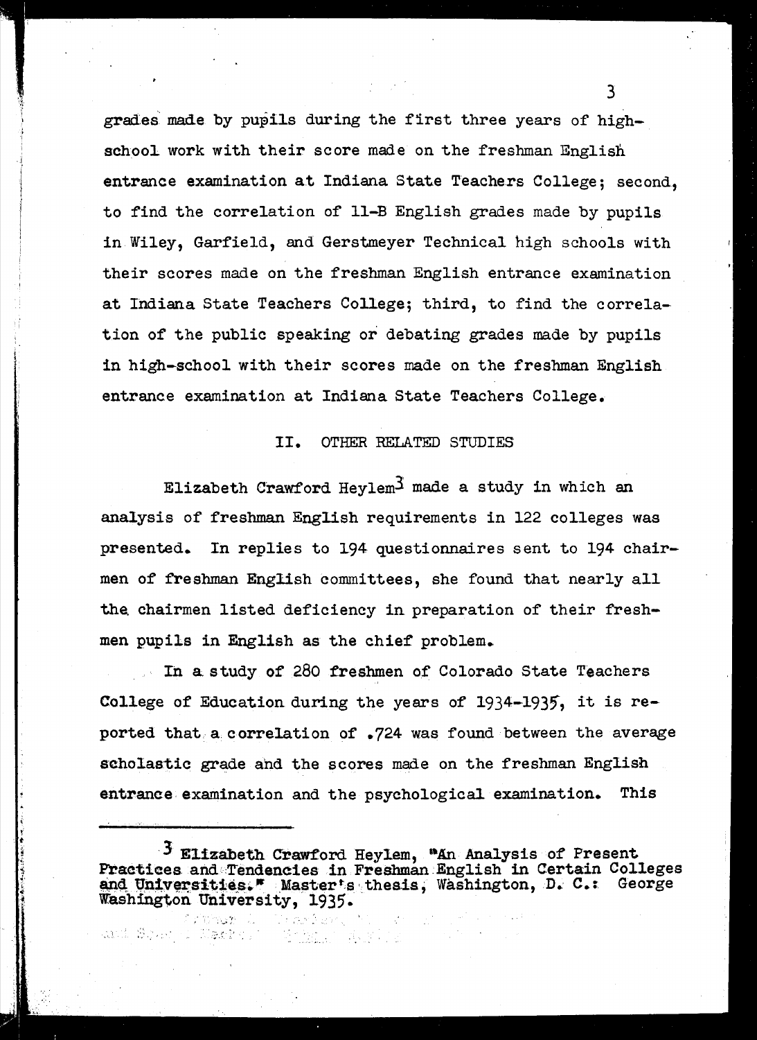grades made by pupils during the first three years of high-school work with their score made on the freshman English entrance examination at Indiana State Teachers College; second, to find the correlation of 11-B English grades made by pupils in Wiley, Garfield, and Gerstmeyer Technical high schools with their scores made on the freshman English entrance examination at Indiana State Teachers College; third, to find the correlation of the public speaking or debating grades made by pupils in high-school with their scores made on the freshman English entrance examination at Indiana State Teachers College.

## II. OTHER RELATED STUDIES

Elizabeth Crawford Heylem[3] made a study in which an analysis of freshman English requirements in 122 colleges was presented. In replies to 194 questionnaires sent to 194 chairmen of freshman English committees, she found that nearly all the chairmen listed deficiency in preparation of their freshmen pupils in English as the chief problem.

In a study of 280 freshmen of Colorado State Teachers College of Education during the years of 1934-1935, it is reported that a correlation of .724 was found between the average scholastic grade and the scores made on the freshman English entrance examination and the psychological examination. This

---

[3] Elizabeth Crawford Heylem, "An Analysis of Present Practices and Tendencies in Freshman English in Certain Colleges and Universities." Master's thesis, Washington, D. C.: George Washington University, 1935.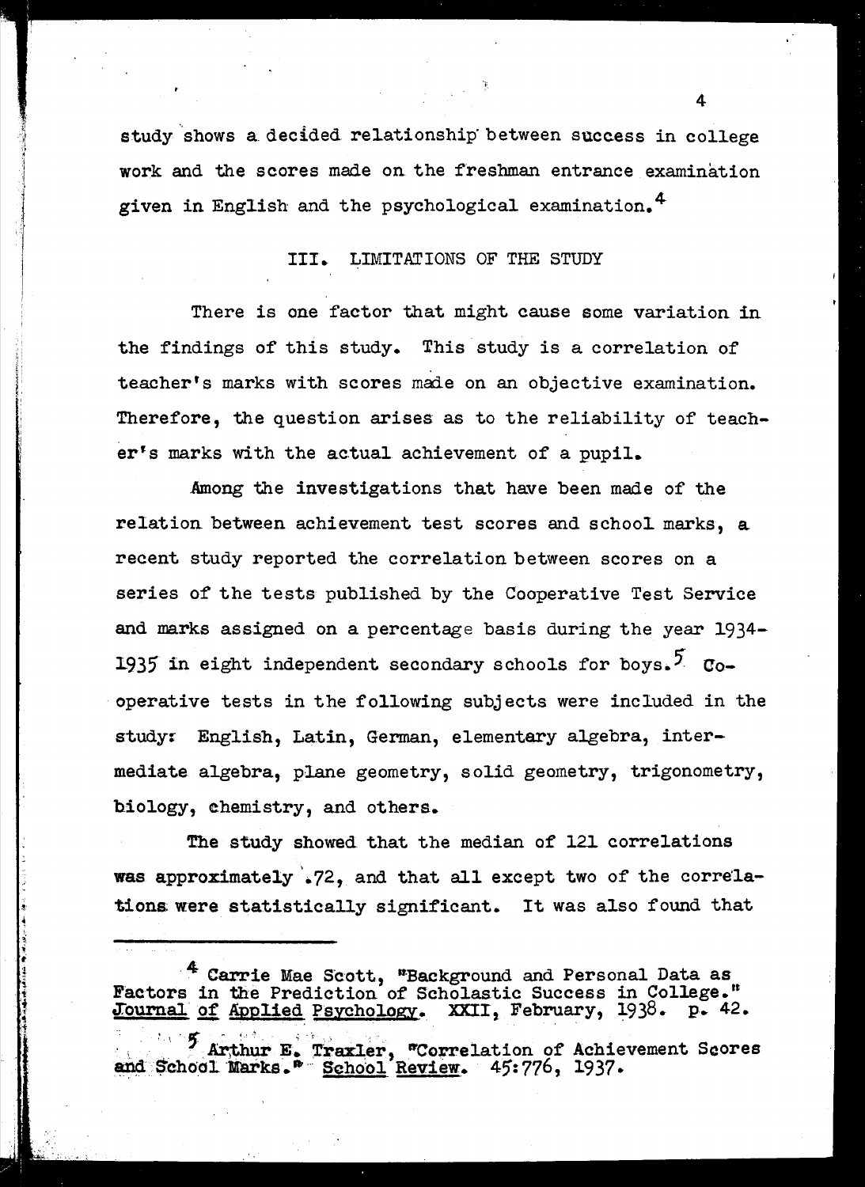study shows a decided relationship between success in college work and the scores made on the freshman entrance examination given in English and the psychological examination.[4]

## III. LIMITATIONS OF THE STUDY

There is one factor that might cause some variation in the findings of this study. This study is a correlation of teacher's marks with scores made on an objective examination. Therefore, the question arises as to the reliability of teacher's marks with the actual achievement of a pupil.

Among the investigations that have been made of the relation between achievement test scores and school marks, a recent study reported the correlation between scores on a series of the tests published by the Cooperative Test Service and marks assigned on a percentage basis during the year 1934-1935 in eight independent secondary schools for boys.[5] Cooperative tests in the following subjects were included in the study: English, Latin, German, elementary algebra, intermediate algebra, plane geometry, solid geometry, trigonometry, biology, chemistry, and others.

The study showed that the median of 121 correlations was approximately .72, and that all except two of the correlations were statistically significant. It was also found that

---

[4] Carrie Mae Scott, "Background and Personal Data as Factors in the Prediction of Scholastic Success in College." Journal of Applied Psychology. XXII, February, 1938. p. 42.

[5] Arthur E. Traxler, "Correlation of Achievement Scores and School Marks." School Review. 45:776, 1937.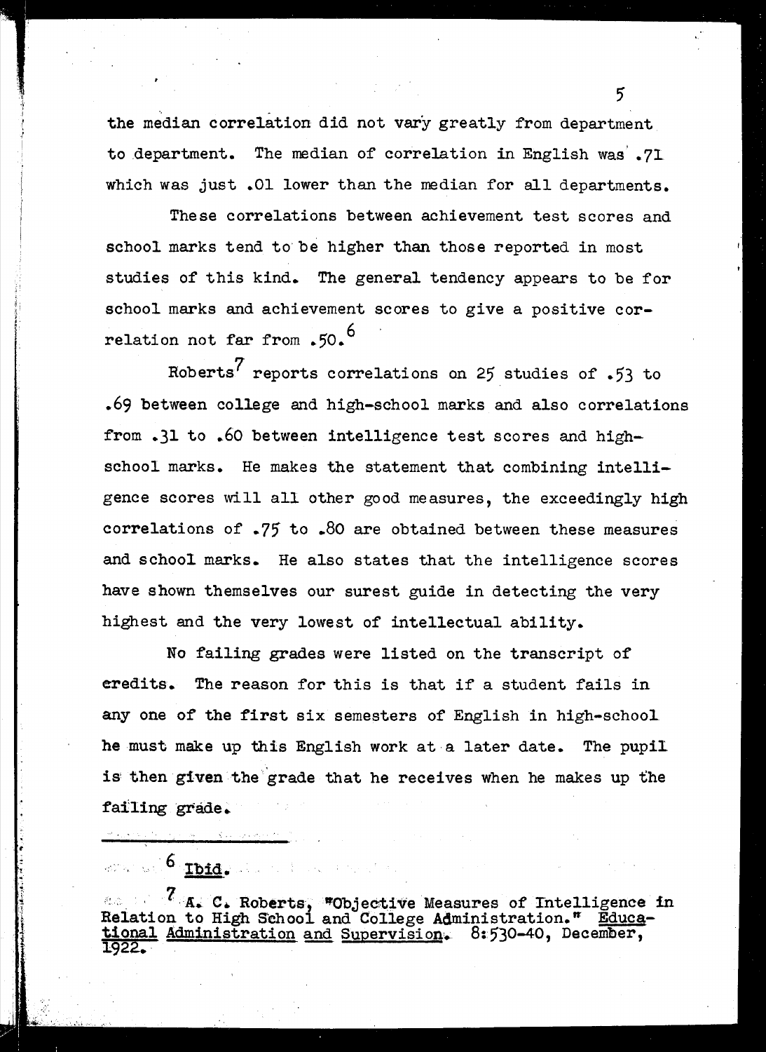the median correlation did not vary greatly from department to department. The median of correlation in English was .71 which was just .01 lower than the median for all departments.

These correlations between achievement test scores and school marks tend to be higher than those reported in most studies of this kind. The general tendency appears to be for school marks and achievement scores to give a positive correlation not far from .50.[6]

Roberts[7] reports correlations on 25 studies of .53 to .69 between college and high-school marks and also correlations from .31 to .60 between intelligence test scores and high-school marks. He makes the statement that combining intelligence scores will all other good measures, the exceedingly high correlations of .75 to .80 are obtained between these measures and school marks. He also states that the intelligence scores have shown themselves our surest guide in detecting the very highest and the very lowest of intellectual ability.

No failing grades were listed on the transcript of credits. The reason for this is that if a student fails in any one of the first six semesters of English in high-school he must make up this English work at a later date. The pupil is then given the grade that he receives when he makes up the failing grade.

---

[6] Ibid.

[7] A. C. Roberts, "Objective Measures of Intelligence in Relation to High School and College Administration." Educational Administration and Supervision. 8:530-40, December, 1922.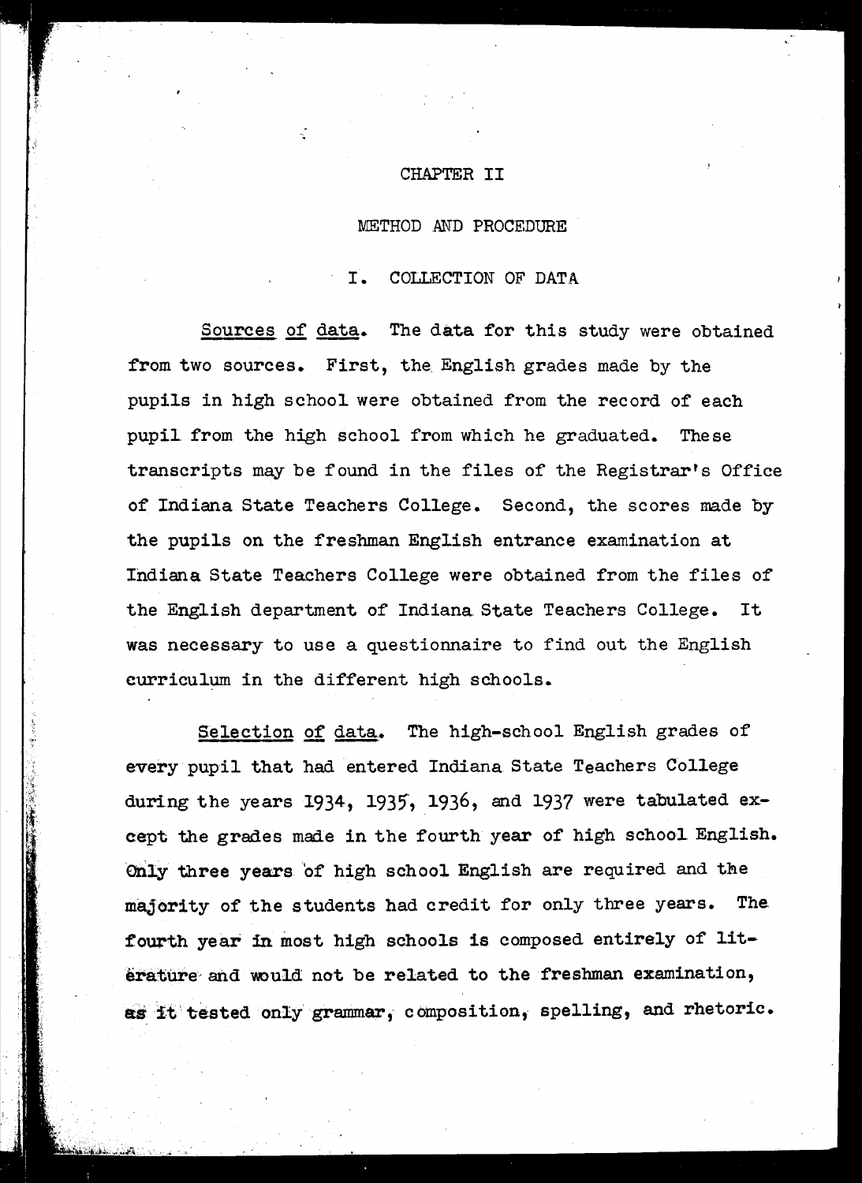# CHAPTER II

## METHOD AND PROCEDURE

### I. COLLECTION OF DATA

Sources of data. The data for this study were obtained from two sources. First, the English grades made by the pupils in high school were obtained from the record of each pupil from the high school from which he graduated. These transcripts may be found in the files of the Registrar's Office of Indiana State Teachers College. Second, the scores made by the pupils on the freshman English entrance examination at Indiana State Teachers College were obtained from the files of the English department of Indiana State Teachers College. It was necessary to use a questionnaire to find out the English curriculum in the different high schools.

Selection of data. The high-school English grades of every pupil that had entered Indiana State Teachers College during the years 1934, 1935, 1936, and 1937 were tabulated except the grades made in the fourth year of high school English. Only three years of high school English are required and the majority of the students had credit for only three years. The fourth year in most high schools is composed entirely of literature and would not be related to the freshman examination, as it tested only grammar, composition, spelling, and rhetoric.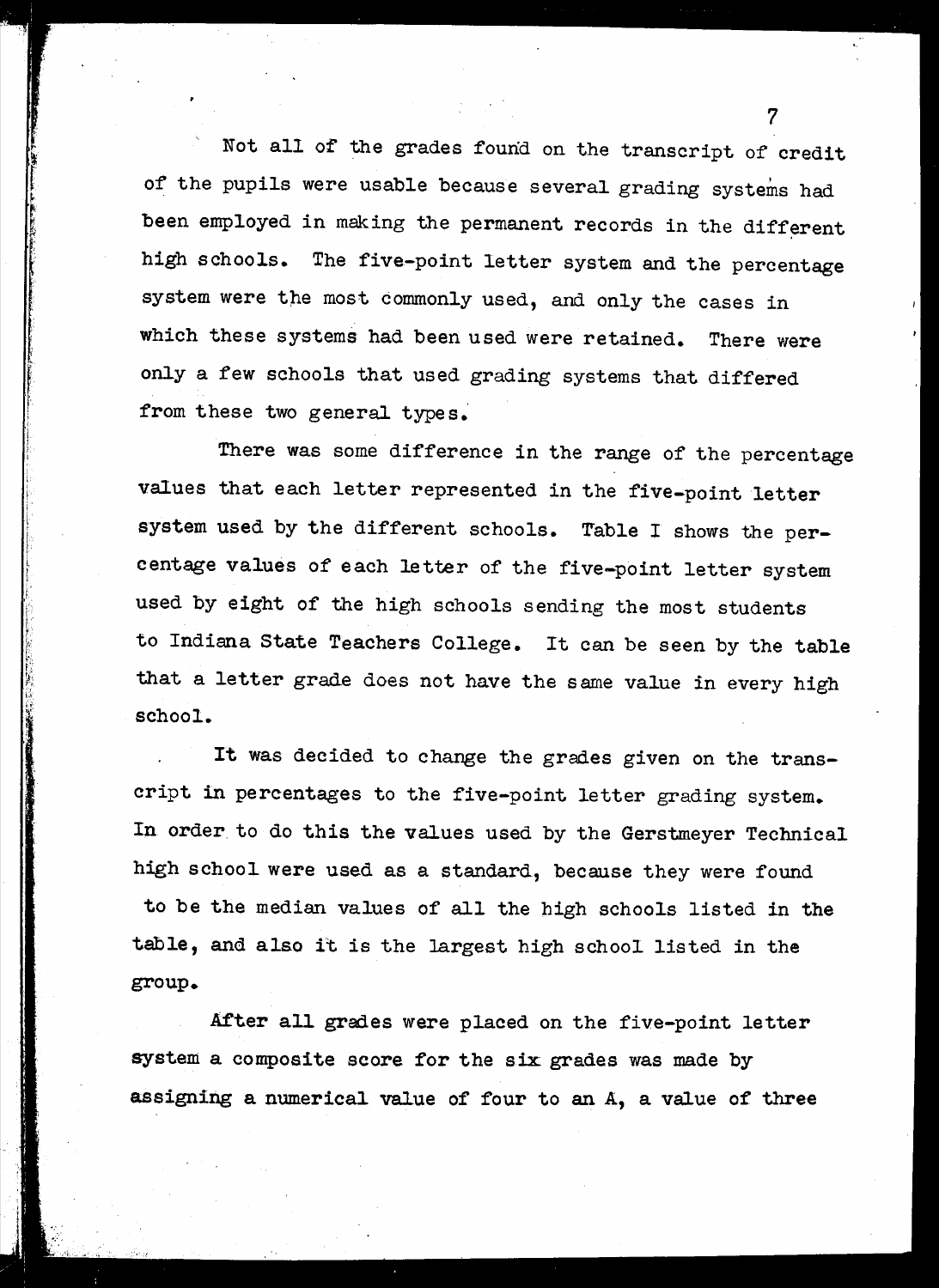Not all of the grades found on the transcript of credit of the pupils were usable because several grading systems had been employed in making the permanent records in the different high schools. The five-point letter system and the percentage system were the most commonly used, and only the cases in which these systems had been used were retained. There were only a few schools that used grading systems that differed from these two general types.

There was some difference in the range of the percentage values that each letter represented in the five-point letter system used by the different schools. Table I shows the percentage values of each letter of the five-point letter system used by eight of the high schools sending the most students to Indiana State Teachers College. It can be seen by the table that a letter grade does not have the same value in every high school.

It was decided to change the grades given on the transcript in percentages to the five-point letter grading system. In order to do this the values used by the Gerstmeyer Technical high school were used as a standard, because they were found to be the median values of all the high schools listed in the table, and also it is the largest high school listed in the group.

After all grades were placed on the five-point letter system a composite score for the six grades was made by assigning a numerical value of four to an A, a value of three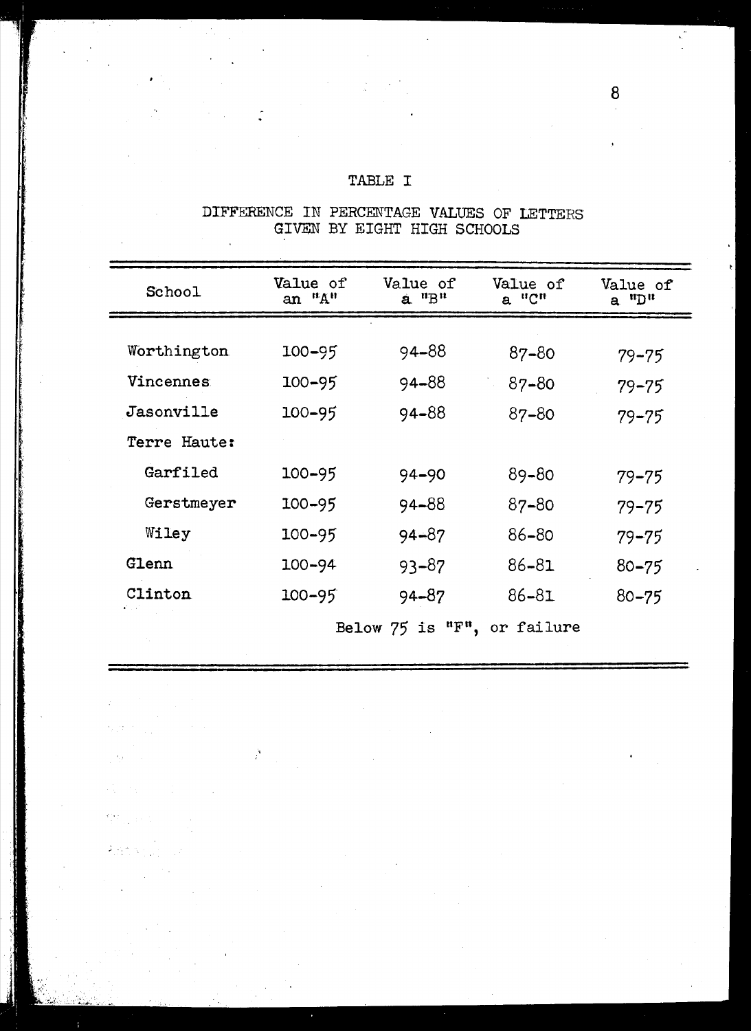TABLE I

DIFFERENCE IN PERCENTAGE VALUES OF LETTERS GIVEN BY EIGHT HIGH SCHOOLS

| School | Value of an "A" | Value of a "B" | Value of a "C" | Value of a "D" |
|---|---|---|---|---|
| Worthington | 100-95 | 94-88 | 87-80 | 79-75 |
| Vincennes | 100-95 | 94-88 | 87-80 | 79-75 |
| Jasonville | 100-95 | 94-88 | 87-80 | 79-75 |
| Terre Haute: | | | | |
| Garfiled | 100-95 | 94-90 | 89-80 | 79-75 |
| Gerstmeyer | 100-95 | 94-88 | 87-80 | 79-75 |
| Wiley | 100-95 | 94-87 | 86-80 | 79-75 |
| Glenn | 100-94 | 93-87 | 86-81 | 80-75 |
| Clinton | 100-95 | 94-87 | 86-81 | 80-75 |
| | | Below 75 is "F", or failure | | |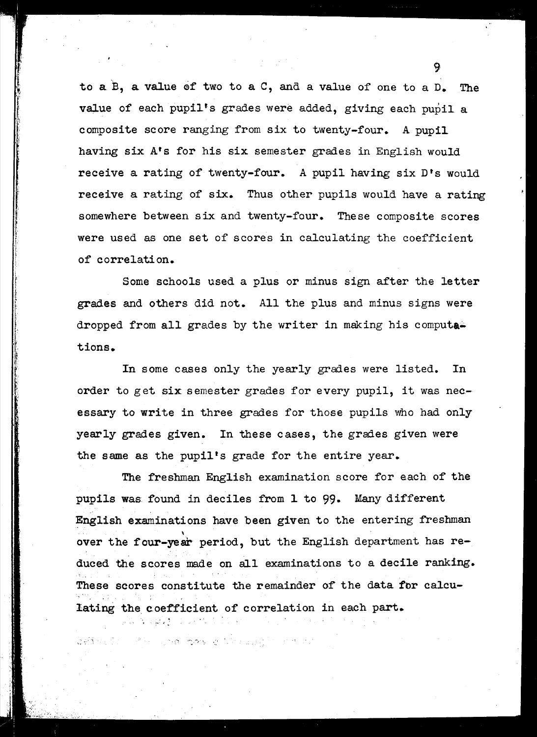to a B, a value of two to a C, and a value of one to a D. The value of each pupil's grades were added, giving each pupil a composite score ranging from six to twenty-four. A pupil having six A's for his six semester grades in English would receive a rating of twenty-four. A pupil having six D's would receive a rating of six. Thus other pupils would have a rating somewhere between six and twenty-four. These composite scores were used as one set of scores in calculating the coefficient of correlation.

Some schools used a plus or minus sign after the letter grades and others did not. All the plus and minus signs were dropped from all grades by the writer in making his computations.

In some cases only the yearly grades were listed. In order to get six semester grades for every pupil, it was necessary to write in three grades for those pupils who had only yearly grades given. In these cases, the grades given were the same as the pupil's grade for the entire year.

The freshman English examination score for each of the pupils was found in deciles from 1 to 99. Many different English examinations have been given to the entering freshman over the four-year period, but the English department has reduced the scores made on all examinations to a decile ranking. These scores constitute the remainder of the data for calculating the coefficient of correlation in each part.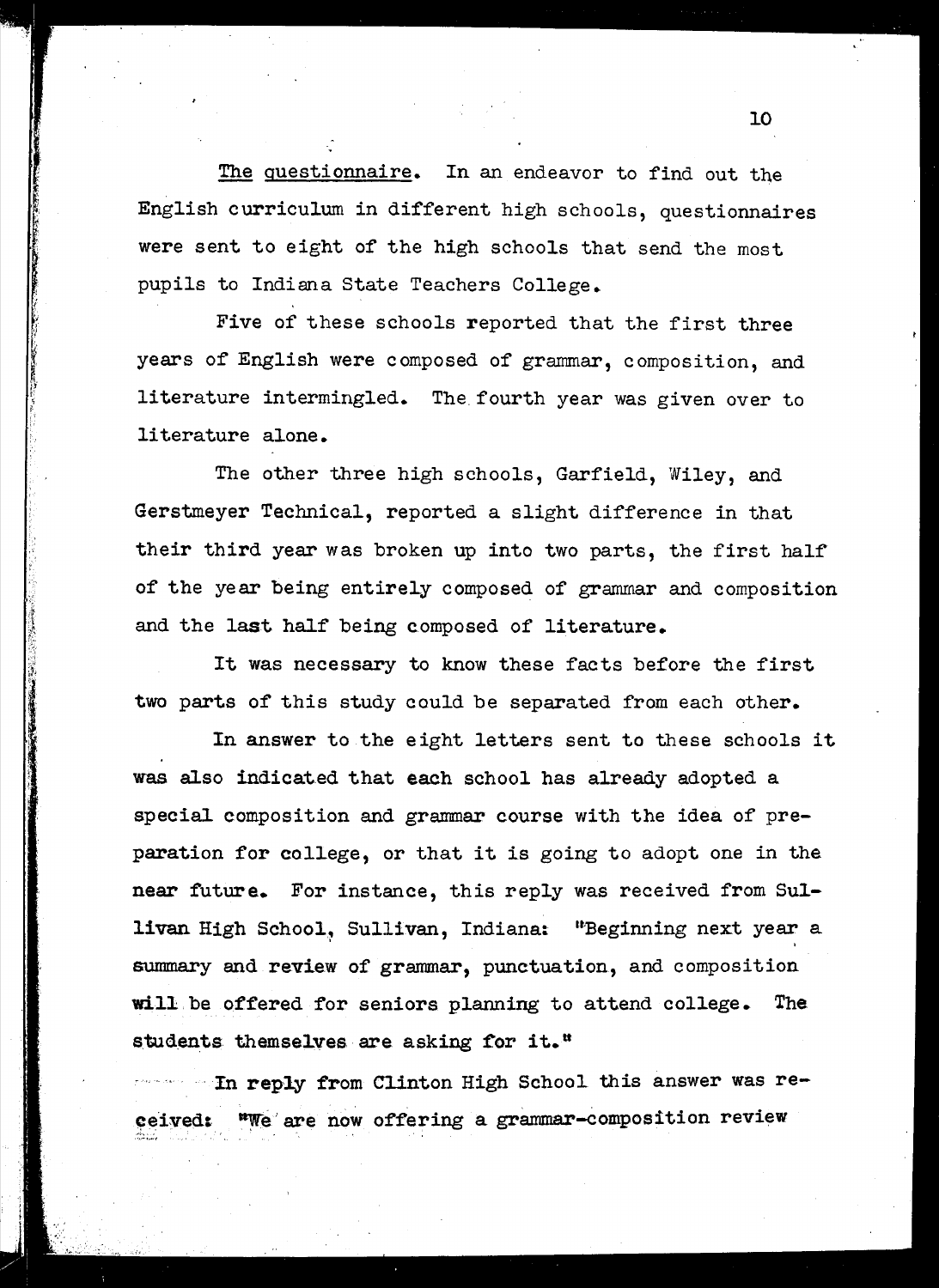_The questionnaire._ In an endeavor to find out the English curriculum in different high schools, questionnaires were sent to eight of the high schools that send the most pupils to Indiana State Teachers College.

Five of these schools reported that the first three years of English were composed of grammar, composition, and literature intermingled. The fourth year was given over to literature alone.

The other three high schools, Garfield, Wiley, and Gerstmeyer Technical, reported a slight difference in that their third year was broken up into two parts, the first half of the year being entirely composed of grammar and composition and the last half being composed of literature.

It was necessary to know these facts before the first two parts of this study could be separated from each other.

In answer to the eight letters sent to these schools it was also indicated that each school has already adopted a special composition and grammar course with the idea of preparation for college, or that it is going to adopt one in the near future. For instance, this reply was received from Sullivan High School, Sullivan, Indiana: "Beginning next year a summary and review of grammar, punctuation, and composition will be offered for seniors planning to attend college. The students themselves are asking for it."

In reply from Clinton High School this answer was received: "We are now offering a grammar-composition review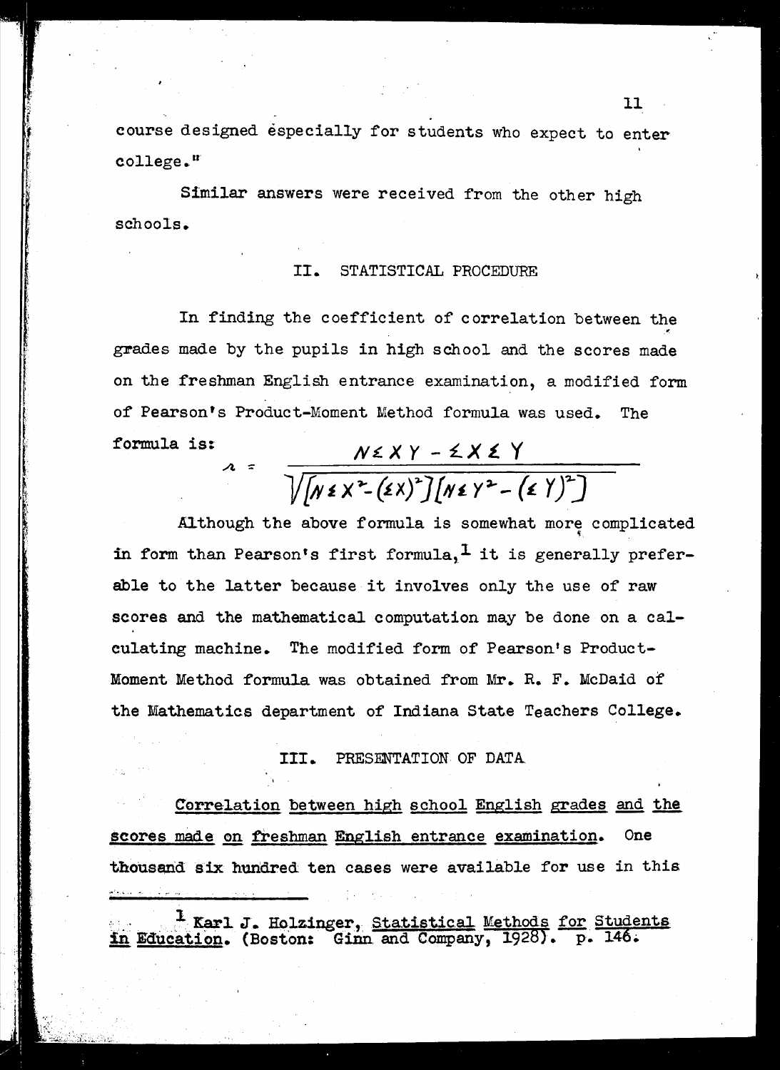course designed especially for students who expect to enter college."

Similar answers were received from the other high schools.

## II. STATISTICAL PROCEDURE

In finding the coefficient of correlation between the grades made by the pupils in high school and the scores made on the freshman English entrance examination, a modified form of Pearson's Product-Moment Method formula was used. The formula is:

$$r = \frac{N\Sigma XY - \Sigma X \Sigma Y}{\sqrt{[N\Sigma X^2 - (\Sigma X)^2][N\Sigma Y^2 - (\Sigma Y)^2]}}$$

Although the above formula is somewhat more complicated in form than Pearson's first formula,[1] it is generally preferable to the latter because it involves only the use of raw scores and the mathematical computation may be done on a calculating machine. The modified form of Pearson's Product-Moment Method formula was obtained from Mr. R. F. McDaid of the Mathematics department of Indiana State Teachers College.

## III. PRESENTATION OF DATA

Correlation between high school English grades and the scores made on freshman English entrance examination. One thousand six hundred ten cases were available for use in this

---

[1] Karl J. Holzinger, Statistical Methods for Students in Education. (Boston: Ginn and Company, 1928). p. 146.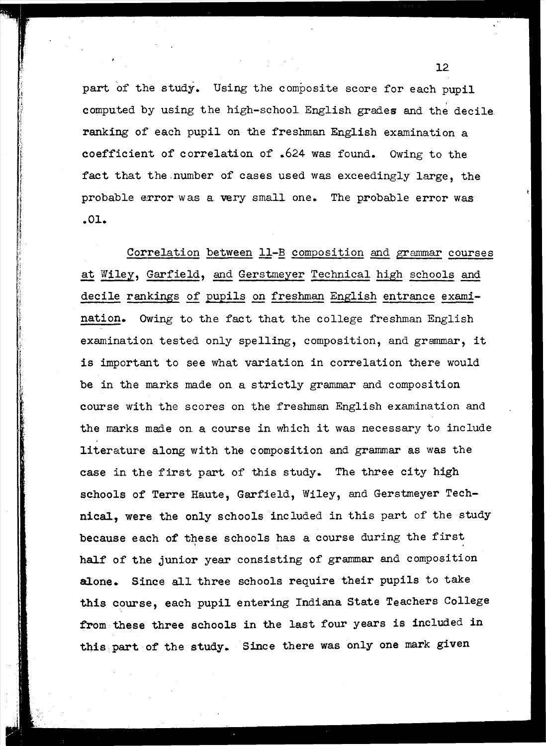part of the study. Using the composite score for each pupil computed by using the high-school English grades and the decile ranking of each pupil on the freshman English examination a coefficient of correlation of .624 was found. Owing to the fact that the number of cases used was exceedingly large, the probable error was a very small one. The probable error was .01.

Correlation between 11-B composition and grammar courses at Wiley, Garfield, and Gerstmeyer Technical high schools and decile rankings of pupils on freshman English entrance examination. Owing to the fact that the college freshman English examination tested only spelling, composition, and grammar, it is important to see what variation in correlation there would be in the marks made on a strictly grammar and composition course with the scores on the freshman English examination and the marks made on a course in which it was necessary to include literature along with the composition and grammar as was the case in the first part of this study. The three city high schools of Terre Haute, Garfield, Wiley, and Gerstmeyer Technical, were the only schools included in this part of the study because each of these schools has a course during the first half of the junior year consisting of grammar and composition alone. Since all three schools require their pupils to take this course, each pupil entering Indiana State Teachers College from these three schools in the last four years is included in this part of the study. Since there was only one mark given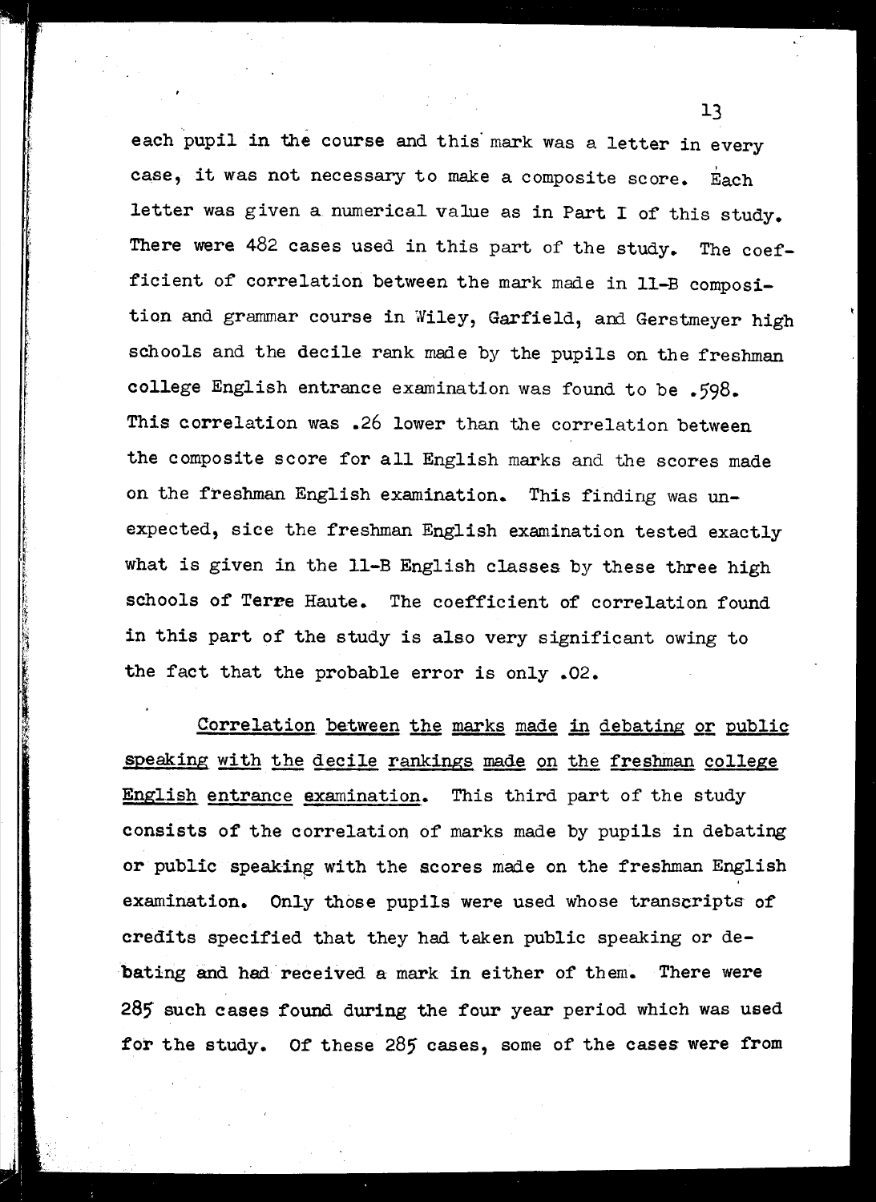each pupil in the course and this mark was a letter in every case, it was not necessary to make a composite score. Each letter was given a numerical value as in Part I of this study. There were 482 cases used in this part of the study. The coefficient of correlation between the mark made in 11-B composition and grammar course in Wiley, Garfield, and Gerstmeyer high schools and the decile rank made by the pupils on the freshman college English entrance examination was found to be .598. This correlation was .26 lower than the correlation between the composite score for all English marks and the scores made on the freshman English examination. This finding was unexpected, sice the freshman English examination tested exactly what is given in the 11-B English classes by these three high schools of Terre Haute. The coefficient of correlation found in this part of the study is also very significant owing to the fact that the probable error is only .02.

<u>Correlation between the marks made in debating or public speaking with the decile rankings made on the freshman college English entrance examination</u>. This third part of the study consists of the correlation of marks made by pupils in debating or public speaking with the scores made on the freshman English examination. Only those pupils were used whose transcripts of credits specified that they had taken public speaking or debating and had received a mark in either of them. There were 285 such cases found during the four year period which was used for the study. Of these 285 cases, some of the cases were from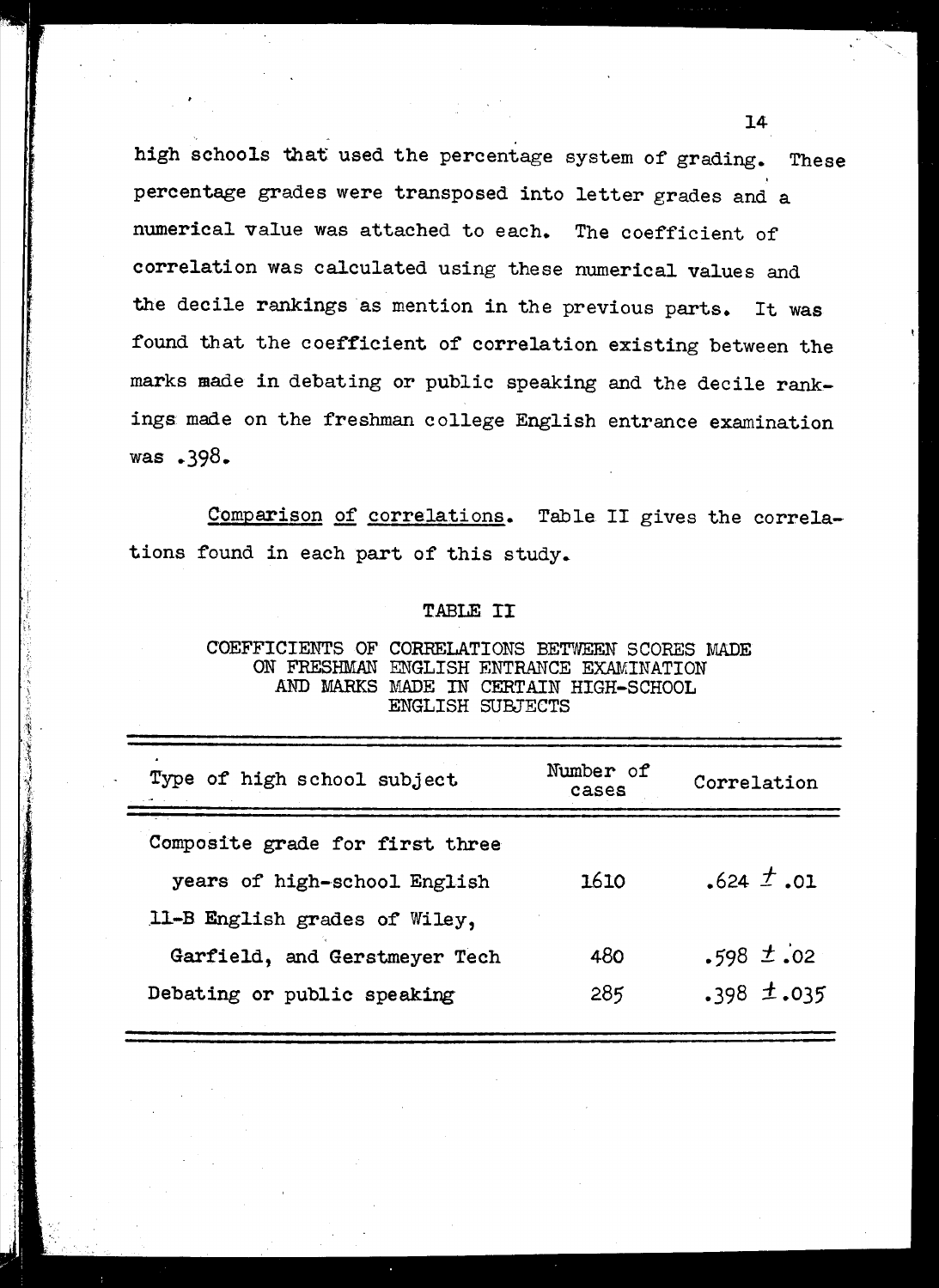high schools that used the percentage system of grading. These percentage grades were transposed into letter grades and a numerical value was attached to each. The coefficient of correlation was calculated using these numerical values and the decile rankings as mention in the previous parts. It was found that the coefficient of correlation existing between the marks made in debating or public speaking and the decile rankings made on the freshman college English entrance examination was .398.

Comparison of correlations. Table II gives the correlations found in each part of this study.

TABLE II

COEFFICIENTS OF CORRELATIONS BETWEEN SCORES MADE ON FRESHMAN ENGLISH ENTRANCE EXAMINATION AND MARKS MADE IN CERTAIN HIGH-SCHOOL ENGLISH SUBJECTS

| Type of high school subject | Number of cases | Correlation |
|---|---|---|
| Composite grade for first three years of high-school English | 1610 | .624 ± .01 |
| 11-B English grades of Wiley, Garfield, and Gerstmeyer Tech | 480 | .598 ± .02 |
| Debating or public speaking | 285 | .398 ± .035 |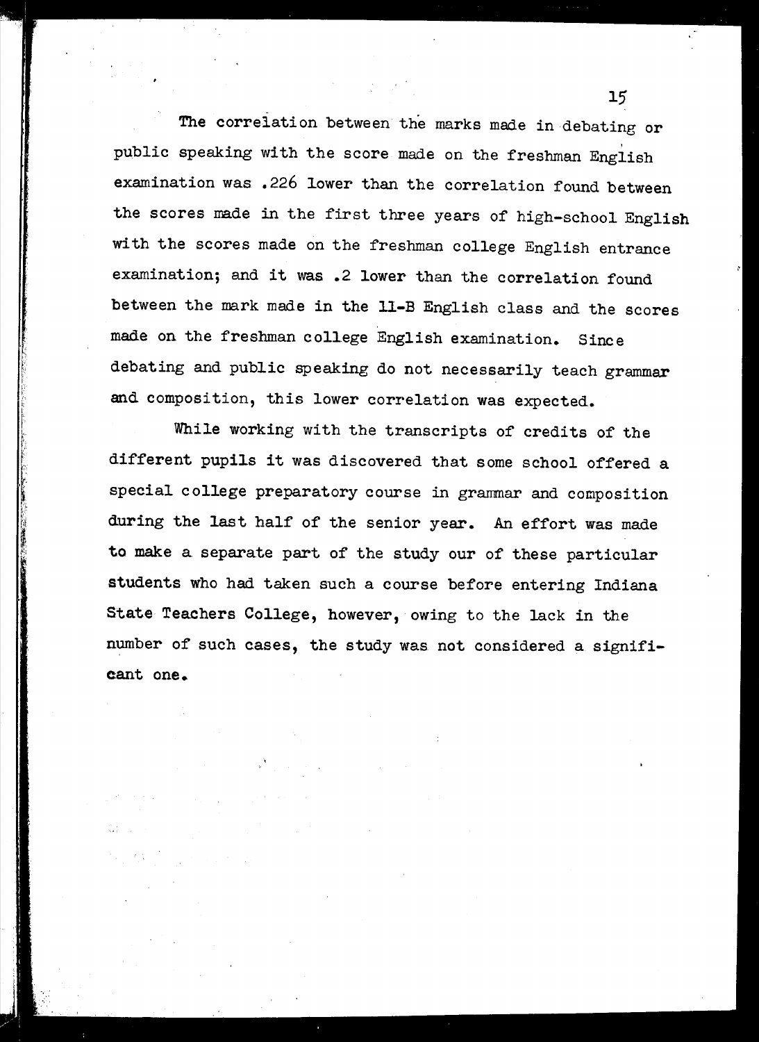The correlation between the marks made in debating or public speaking with the score made on the freshman English examination was .226 lower than the correlation found between the scores made in the first three years of high-school English with the scores made on the freshman college English entrance examination; and it was .2 lower than the correlation found between the mark made in the 11-B English class and the scores made on the freshman college English examination. Since debating and public speaking do not necessarily teach grammar and composition, this lower correlation was expected.

While working with the transcripts of credits of the different pupils it was discovered that some school offered a special college preparatory course in grammar and composition during the last half of the senior year. An effort was made to make a separate part of the study our of these particular students who had taken such a course before entering Indiana State Teachers College, however, owing to the lack in the number of such cases, the study was not considered a significant one.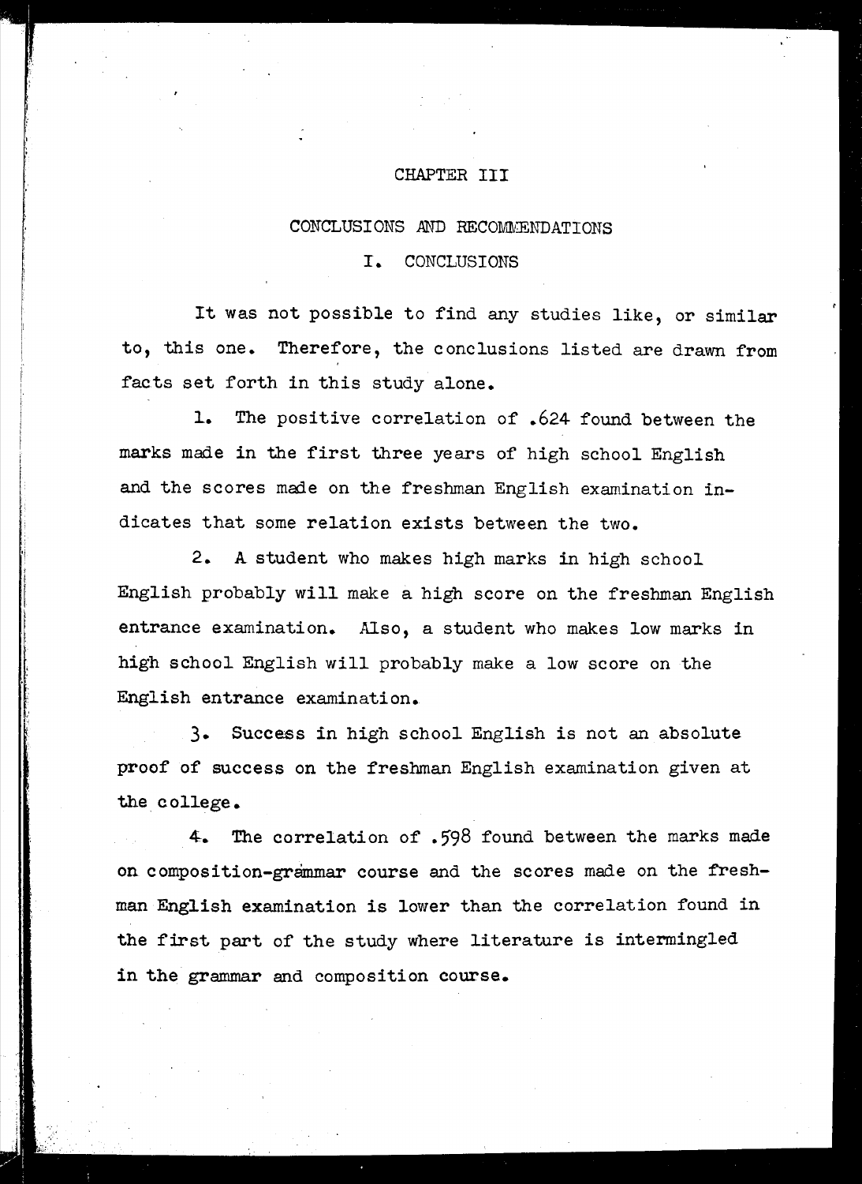# CHAPTER III

## CONCLUSIONS AND RECOMMENDATIONS

### I. CONCLUSIONS

It was not possible to find any studies like, or similar to, this one. Therefore, the conclusions listed are drawn from facts set forth in this study alone.

1. The positive correlation of .624 found between the marks made in the first three years of high school English and the scores made on the freshman English examination indicates that some relation exists between the two.

2. A student who makes high marks in high school English probably will make a high score on the freshman English entrance examination. Also, a student who makes low marks in high school English will probably make a low score on the English entrance examination.

3. Success in high school English is not an absolute proof of success on the freshman English examination given at the college.

4. The correlation of .598 found between the marks made on composition-grammar course and the scores made on the freshman English examination is lower than the correlation found in the first part of the study where literature is intermingled in the grammar and composition course.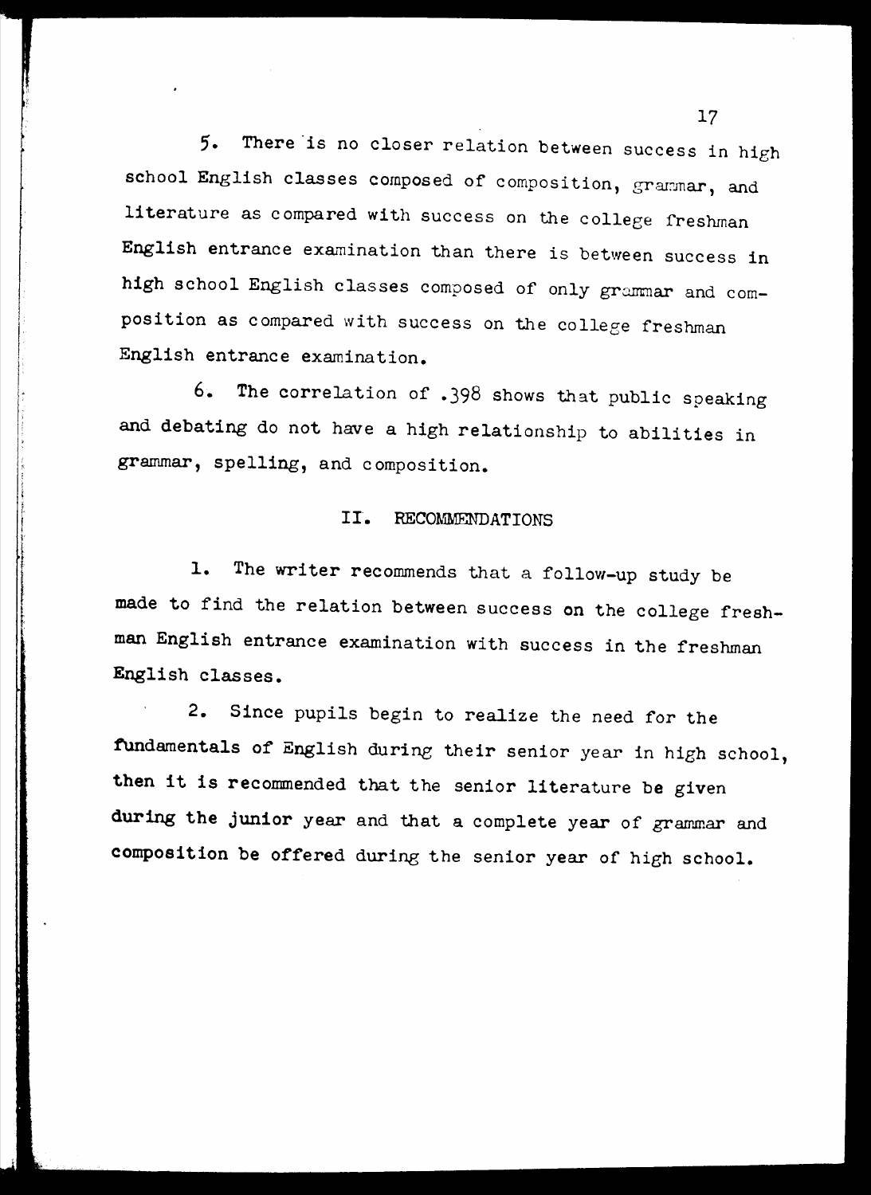5. There is no closer relation between success in high school English classes composed of composition, grammar, and literature as compared with success on the college freshman English entrance examination than there is between success in high school English classes composed of only grammar and composition as compared with success on the college freshman English entrance examination.

6. The correlation of .398 shows that public speaking and debating do not have a high relationship to abilities in grammar, spelling, and composition.

## II. RECOMMENDATIONS

1. The writer recommends that a follow-up study be made to find the relation between success on the college freshman English entrance examination with success in the freshman English classes.

2. Since pupils begin to realize the need for the fundamentals of English during their senior year in high school, then it is recommended that the senior literature be given during the junior year and that a complete year of grammar and composition be offered during the senior year of high school.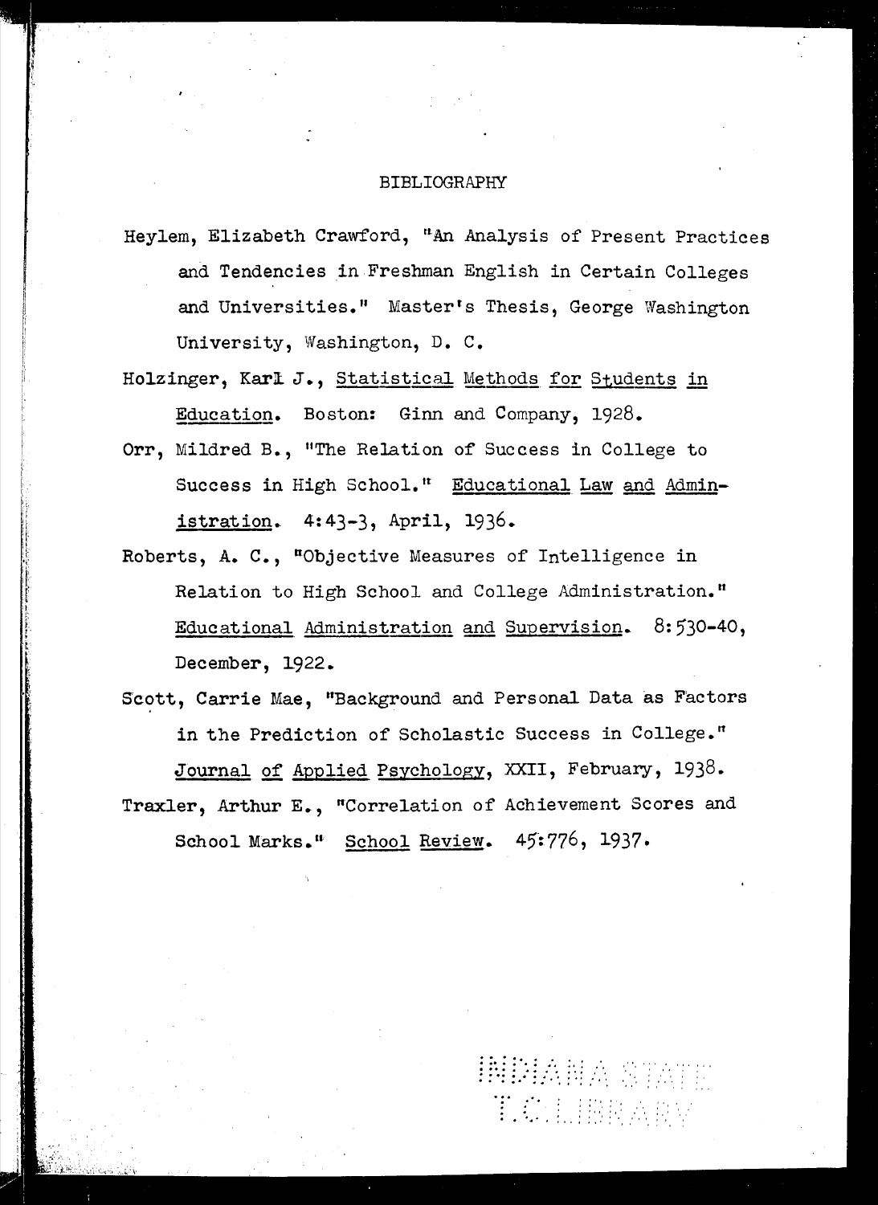# BIBLIOGRAPHY

Heylem, Elizabeth Crawford, "An Analysis of Present Practices and Tendencies in Freshman English in Certain Colleges and Universities." Master's Thesis, George Washington University, Washington, D. C.

Holzinger, Karl J., Statistical Methods for Students in Education. Boston: Ginn and Company, 1928.

Orr, Mildred B., "The Relation of Success in College to Success in High School." Educational Law and Administration. 4:43-3, April, 1936.

Roberts, A. C., "Objective Measures of Intelligence in Relation to High School and College Administration." Educational Administration and Supervision. 8:530-40, December, 1922.

Scott, Carrie Mae, "Background and Personal Data as Factors in the Prediction of Scholastic Success in College." Journal of Applied Psychology, XXII, February, 1938.

Traxler, Arthur E., "Correlation of Achievement Scores and School Marks." School Review. 45:776, 1937.

INDIANA STATE T.C. LIBRARY